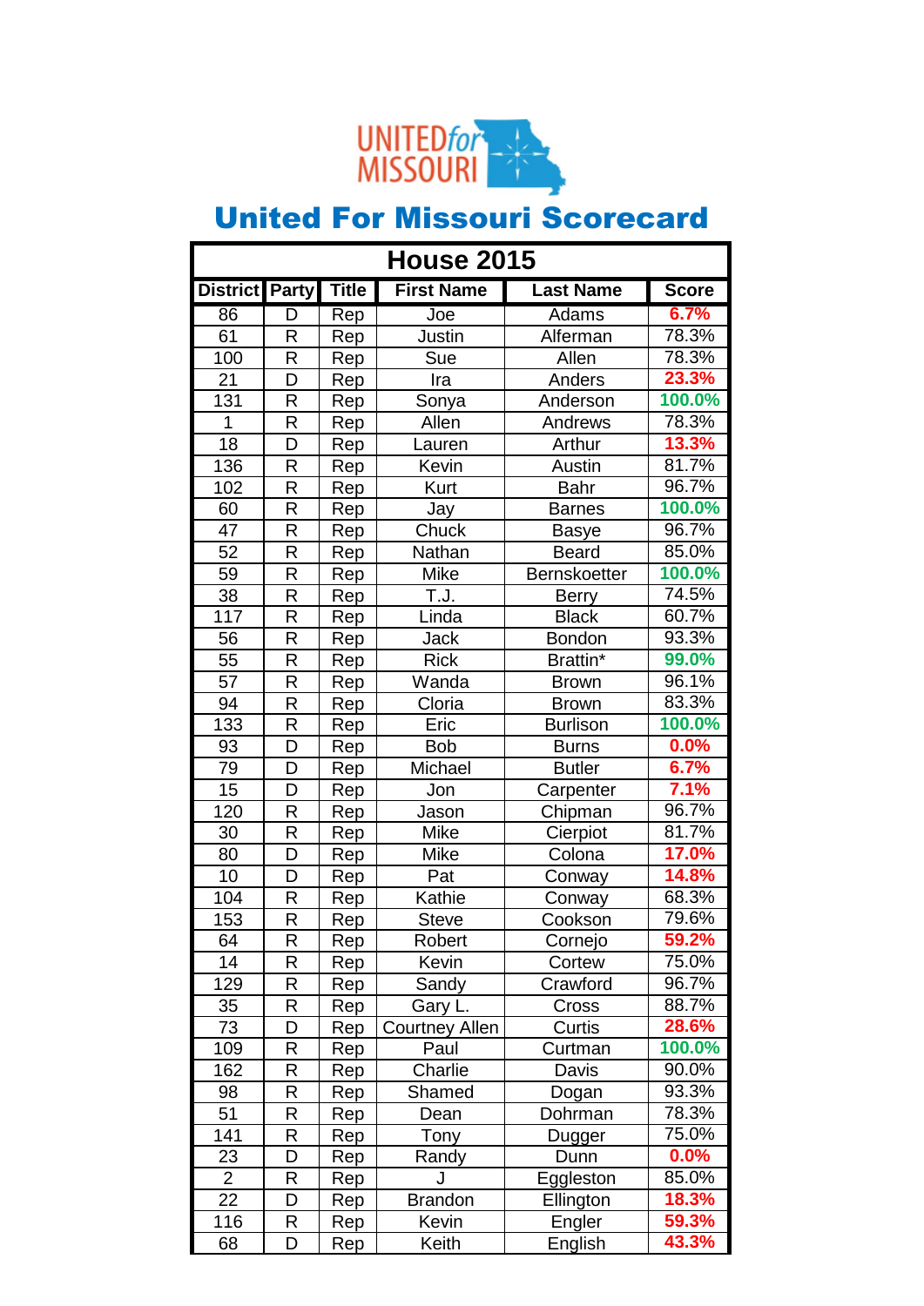# United For Missouri Scorecard

| House 2015 | | | | | |
|---|---|---|---|---|---|
| **District** | **Party** | **Title** | **First Name** | **Last Name** | **Score** |
| 86 | D | Rep | Joe | Adams | **6.7%** |
| 61 | R | Rep | Justin | Alferman | 78.3% |
| 100 | R | Rep | Sue | Allen | 78.3% |
| 21 | D | Rep | Ira | Anders | **23.3%** |
| 131 | R | Rep | Sonya | Anderson | **100.0%** |
| 1 | R | Rep | Allen | Andrews | 78.3% |
| 18 | D | Rep | Lauren | Arthur | **13.3%** |
| 136 | R | Rep | Kevin | Austin | 81.7% |
| 102 | R | Rep | Kurt | Bahr | 96.7% |
| 60 | R | Rep | Jay | Barnes | **100.0%** |
| 47 | R | Rep | Chuck | Basye | 96.7% |
| 52 | R | Rep | Nathan | Beard | 85.0% |
| 59 | R | Rep | Mike | Bernskoetter | **100.0%** |
| 38 | R | Rep | T.J. | Berry | 74.5% |
| 117 | R | Rep | Linda | Black | 60.7% |
| 56 | R | Rep | Jack | Bondon | 93.3% |
| 55 | R | Rep | Rick | Brattin* | **99.0%** |
| 57 | R | Rep | Wanda | Brown | 96.1% |
| 94 | R | Rep | Cloria | Brown | 83.3% |
| 133 | R | Rep | Eric | Burlison | **100.0%** |
| 93 | D | Rep | Bob | Burns | **0.0%** |
| 79 | D | Rep | Michael | Butler | **6.7%** |
| 15 | D | Rep | Jon | Carpenter | **7.1%** |
| 120 | R | Rep | Jason | Chipman | 96.7% |
| 30 | R | Rep | Mike | Cierpiot | 81.7% |
| 80 | D | Rep | Mike | Colona | **17.0%** |
| 10 | D | Rep | Pat | Conway | **14.8%** |
| 104 | R | Rep | Kathie | Conway | 68.3% |
| 153 | R | Rep | Steve | Cookson | 79.6% |
| 64 | R | Rep | Robert | Cornejo | **59.2%** |
| 14 | R | Rep | Kevin | Cortew | 75.0% |
| 129 | R | Rep | Sandy | Crawford | 96.7% |
| 35 | R | Rep | Gary L. | Cross | 88.7% |
| 73 | D | Rep | Courtney Allen | Curtis | **28.6%** |
| 109 | R | Rep | Paul | Curtman | **100.0%** |
| 162 | R | Rep | Charlie | Davis | 90.0% |
| 98 | R | Rep | Shamed | Dogan | 93.3% |
| 51 | R | Rep | Dean | Dohrman | 78.3% |
| 141 | R | Rep | Tony | Dugger | 75.0% |
| 23 | D | Rep | Randy | Dunn | **0.0%** |
| 2 | R | Rep | J | Eggleston | 85.0% |
| 22 | D | Rep | Brandon | Ellington | **18.3%** |
| 116 | R | Rep | Kevin | Engler | **59.3%** |
| 68 | D | Rep | Keith | English | **43.3%** |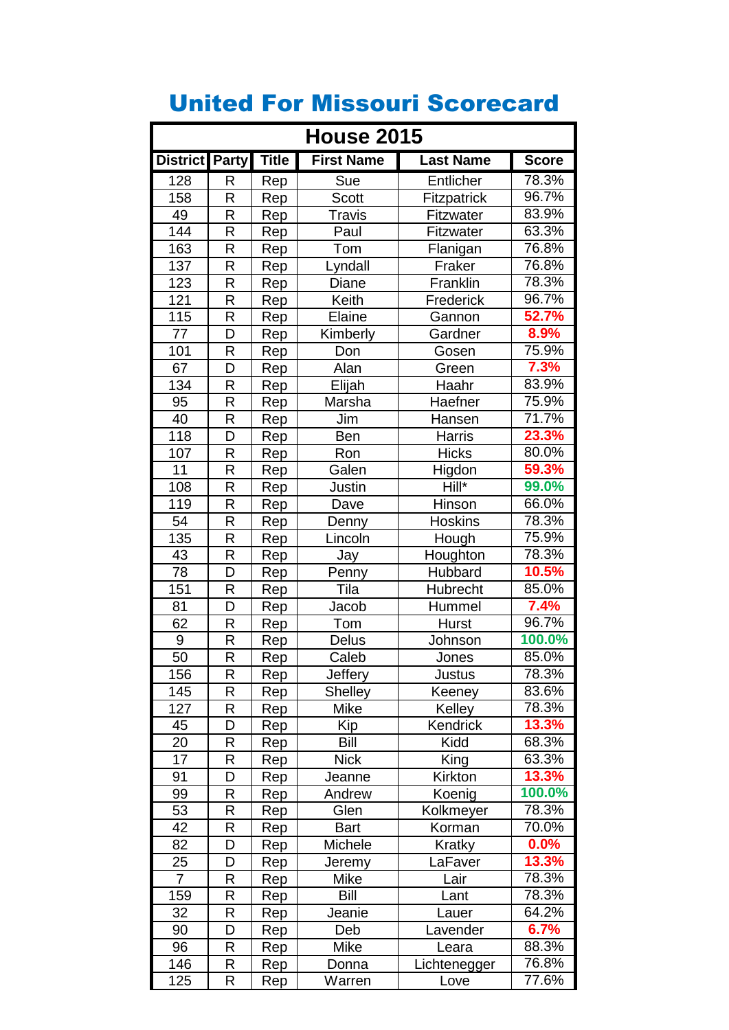# United For Missouri Scorecard

| House 2015 | | | | | |
|---|---|---|---|---|---|
| District | Party | Title | First Name | Last Name | Score |
| 128 | R | Rep | Sue | Entlicher | 78.3% |
| 158 | R | Rep | Scott | Fitzpatrick | 96.7% |
| 49 | R | Rep | Travis | Fitzwater | 83.9% |
| 144 | R | Rep | Paul | Fitzwater | 63.3% |
| 163 | R | Rep | Tom | Flanigan | 76.8% |
| 137 | R | Rep | Lyndall | Fraker | 76.8% |
| 123 | R | Rep | Diane | Franklin | 78.3% |
| 121 | R | Rep | Keith | Frederick | 96.7% |
| 115 | R | Rep | Elaine | Gannon | **52.7%** |
| 77 | D | Rep | Kimberly | Gardner | **8.9%** |
| 101 | R | Rep | Don | Gosen | 75.9% |
| 67 | D | Rep | Alan | Green | **7.3%** |
| 134 | R | Rep | Elijah | Haahr | 83.9% |
| 95 | R | Rep | Marsha | Haefner | 75.9% |
| 40 | R | Rep | Jim | Hansen | 71.7% |
| 118 | D | Rep | Ben | Harris | **23.3%** |
| 107 | R | Rep | Ron | Hicks | 80.0% |
| 11 | R | Rep | Galen | Higdon | **59.3%** |
| 108 | R | Rep | Justin | Hill* | **99.0%** |
| 119 | R | Rep | Dave | Hinson | 66.0% |
| 54 | R | Rep | Denny | Hoskins | 78.3% |
| 135 | R | Rep | Lincoln | Hough | 75.9% |
| 43 | R | Rep | Jay | Houghton | 78.3% |
| 78 | D | Rep | Penny | Hubbard | **10.5%** |
| 151 | R | Rep | Tila | Hubrecht | 85.0% |
| 81 | D | Rep | Jacob | Hummel | **7.4%** |
| 62 | R | Rep | Tom | Hurst | 96.7% |
| 9 | R | Rep | Delus | Johnson | **100.0%** |
| 50 | R | Rep | Caleb | Jones | 85.0% |
| 156 | R | Rep | Jeffery | Justus | 78.3% |
| 145 | R | Rep | Shelley | Keeney | 83.6% |
| 127 | R | Rep | Mike | Kelley | 78.3% |
| 45 | D | Rep | Kip | Kendrick | **13.3%** |
| 20 | R | Rep | Bill | Kidd | 68.3% |
| 17 | R | Rep | Nick | King | 63.3% |
| 91 | D | Rep | Jeanne | Kirkton | **13.3%** |
| 99 | R | Rep | Andrew | Koenig | **100.0%** |
| 53 | R | Rep | Glen | Kolkmeyer | 78.3% |
| 42 | R | Rep | Bart | Korman | 70.0% |
| 82 | D | Rep | Michele | Kratky | **0.0%** |
| 25 | D | Rep | Jeremy | LaFaver | **13.3%** |
| 7 | R | Rep | Mike | Lair | 78.3% |
| 159 | R | Rep | Bill | Lant | 78.3% |
| 32 | R | Rep | Jeanie | Lauer | 64.2% |
| 90 | D | Rep | Deb | Lavender | **6.7%** |
| 96 | R | Rep | Mike | Leara | 88.3% |
| 146 | R | Rep | Donna | Lichtenegger | 76.8% |
| 125 | R | Rep | Warren | Love | 77.6% |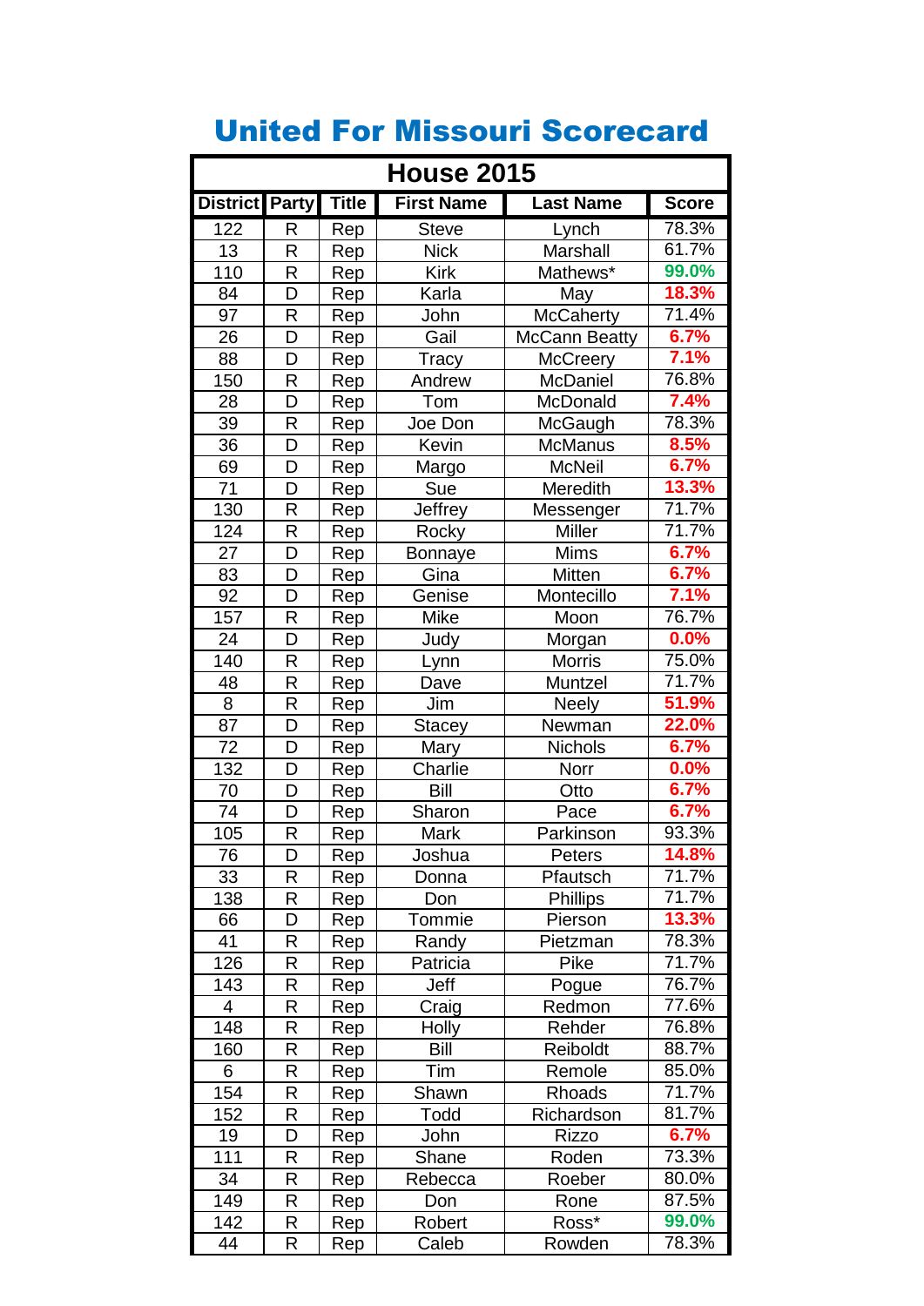# United For Missouri Scorecard

## House 2015

| District | Party | Title | First Name | Last Name | Score |
|---|---|---|---|---|---|
| 122 | R | Rep | Steve | Lynch | 78.3% |
| 13 | R | Rep | Nick | Marshall | 61.7% |
| 110 | R | Rep | Kirk | Mathews* | 99.0% |
| 84 | D | Rep | Karla | May | 18.3% |
| 97 | R | Rep | John | McCaherty | 71.4% |
| 26 | D | Rep | Gail | McCann Beatty | 6.7% |
| 88 | D | Rep | Tracy | McCreery | 7.1% |
| 150 | R | Rep | Andrew | McDaniel | 76.8% |
| 28 | D | Rep | Tom | McDonald | 7.4% |
| 39 | R | Rep | Joe Don | McGaugh | 78.3% |
| 36 | D | Rep | Kevin | McManus | 8.5% |
| 69 | D | Rep | Margo | McNeil | 6.7% |
| 71 | D | Rep | Sue | Meredith | 13.3% |
| 130 | R | Rep | Jeffrey | Messenger | 71.7% |
| 124 | R | Rep | Rocky | Miller | 71.7% |
| 27 | D | Rep | Bonnaye | Mims | 6.7% |
| 83 | D | Rep | Gina | Mitten | 6.7% |
| 92 | D | Rep | Genise | Montecillo | 7.1% |
| 157 | R | Rep | Mike | Moon | 76.7% |
| 24 | D | Rep | Judy | Morgan | 0.0% |
| 140 | R | Rep | Lynn | Morris | 75.0% |
| 48 | R | Rep | Dave | Muntzel | 71.7% |
| 8 | R | Rep | Jim | Neely | 51.9% |
| 87 | D | Rep | Stacey | Newman | 22.0% |
| 72 | D | Rep | Mary | Nichols | 6.7% |
| 132 | D | Rep | Charlie | Norr | 0.0% |
| 70 | D | Rep | Bill | Otto | 6.7% |
| 74 | D | Rep | Sharon | Pace | 6.7% |
| 105 | R | Rep | Mark | Parkinson | 93.3% |
| 76 | D | Rep | Joshua | Peters | 14.8% |
| 33 | R | Rep | Donna | Pfautsch | 71.7% |
| 138 | R | Rep | Don | Phillips | 71.7% |
| 66 | D | Rep | Tommie | Pierson | 13.3% |
| 41 | R | Rep | Randy | Pietzman | 78.3% |
| 126 | R | Rep | Patricia | Pike | 71.7% |
| 143 | R | Rep | Jeff | Pogue | 76.7% |
| 4 | R | Rep | Craig | Redmon | 77.6% |
| 148 | R | Rep | Holly | Rehder | 76.8% |
| 160 | R | Rep | Bill | Reiboldt | 88.7% |
| 6 | R | Rep | Tim | Remole | 85.0% |
| 154 | R | Rep | Shawn | Rhoads | 71.7% |
| 152 | R | Rep | Todd | Richardson | 81.7% |
| 19 | D | Rep | John | Rizzo | 6.7% |
| 111 | R | Rep | Shane | Roden | 73.3% |
| 34 | R | Rep | Rebecca | Roeber | 80.0% |
| 149 | R | Rep | Don | Rone | 87.5% |
| 142 | R | Rep | Robert | Ross* | 99.0% |
| 44 | R | Rep | Caleb | Rowden | 78.3% |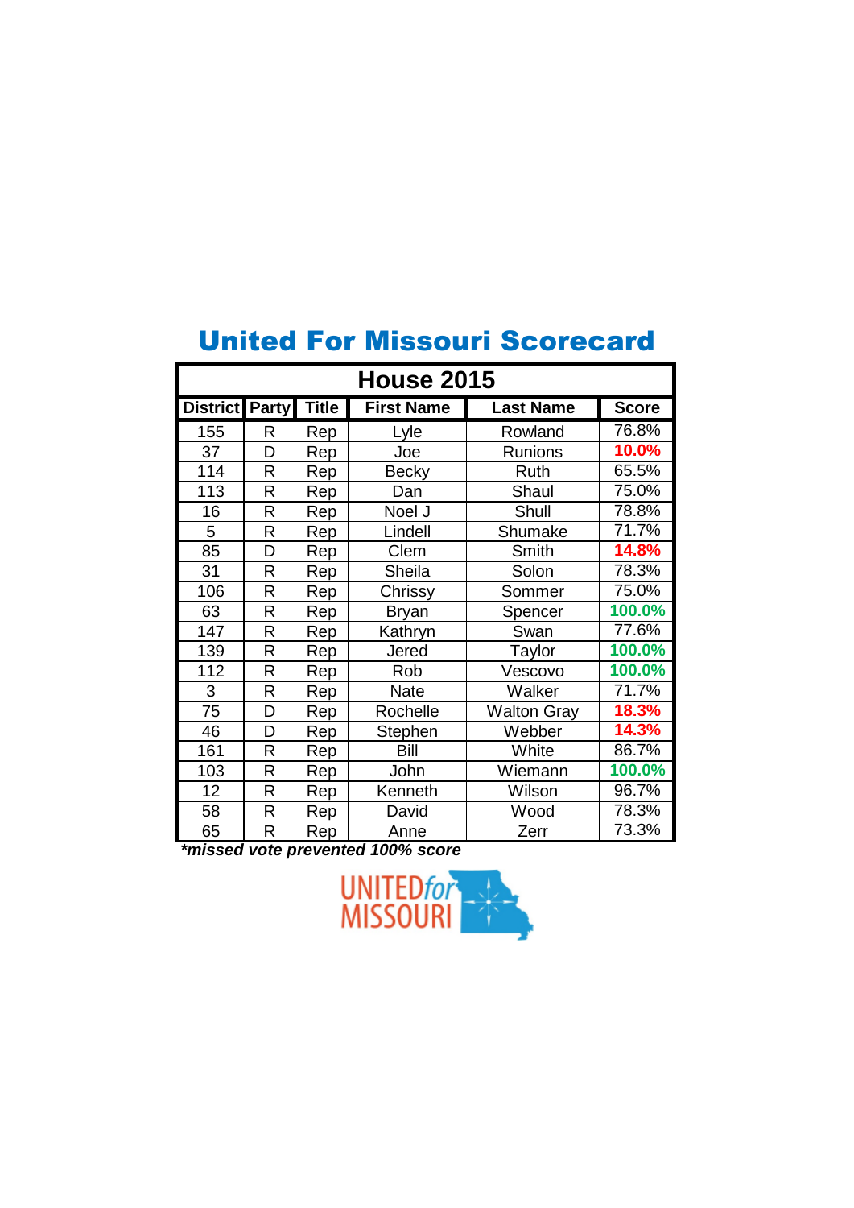## United For Missouri Scorecard

| House 2015 | | | | | |
|---|---|---|---|---|---|
| **District** | **Party** | **Title** | **First Name** | **Last Name** | **Score** |
| 155 | R | Rep | Lyle | Rowland | 76.8% |
| 37 | D | Rep | Joe | Runions | **10.0%** |
| 114 | R | Rep | Becky | Ruth | 65.5% |
| 113 | R | Rep | Dan | Shaul | 75.0% |
| 16 | R | Rep | Noel J | Shull | 78.8% |
| 5 | R | Rep | Lindell | Shumake | 71.7% |
| 85 | D | Rep | Clem | Smith | **14.8%** |
| 31 | R | Rep | Sheila | Solon | 78.3% |
| 106 | R | Rep | Chrissy | Sommer | 75.0% |
| 63 | R | Rep | Bryan | Spencer | **100.0%** |
| 147 | R | Rep | Kathryn | Swan | 77.6% |
| 139 | R | Rep | Jered | Taylor | **100.0%** |
| 112 | R | Rep | Rob | Vescovo | **100.0%** |
| 3 | R | Rep | Nate | Walker | 71.7% |
| 75 | D | Rep | Rochelle | Walton Gray | **18.3%** |
| 46 | D | Rep | Stephen | Webber | **14.3%** |
| 161 | R | Rep | Bill | White | 86.7% |
| 103 | R | Rep | John | Wiemann | **100.0%** |
| 12 | R | Rep | Kenneth | Wilson | 96.7% |
| 58 | R | Rep | David | Wood | 78.3% |
| 65 | R | Rep | Anne | Zerr | 73.3% |

***missed vote prevented 100% score**

UNITED*for* MISSOURI